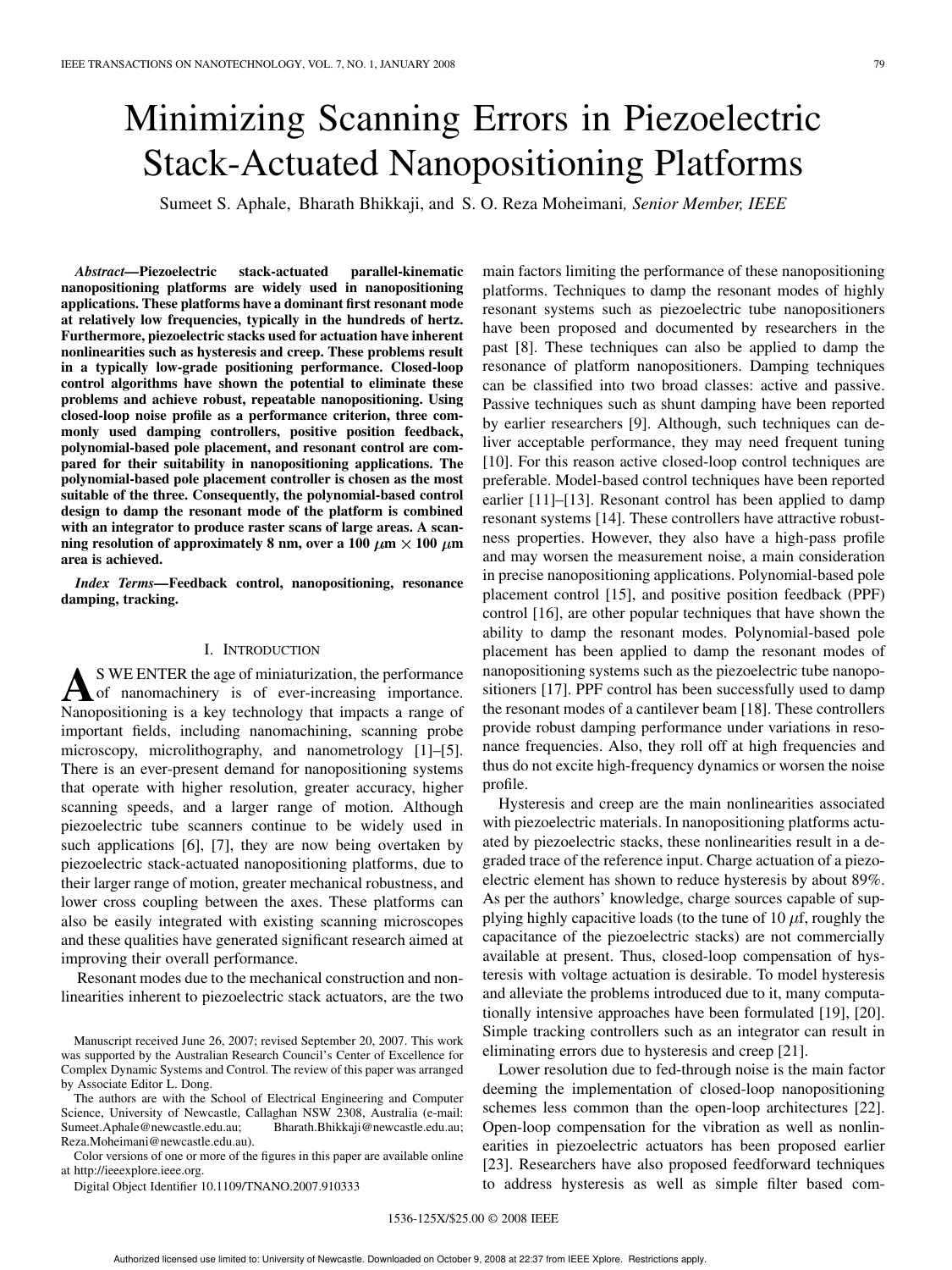# Minimizing Scanning Errors in Piezoelectric Stack-Actuated Nanopositioning Platforms

Sumeet S. Aphale, Bharath Bhikkaji, and S. O. Reza Moheimani, *Senior Member, IEEE*

***Abstract*—Piezoelectric stack-actuated parallel-kinematic nanopositioning platforms are widely used in nanopositioning applications. These platforms have a dominant first resonant mode at relatively low frequencies, typically in the hundreds of hertz. Furthermore, piezoelectric stacks used for actuation have inherent nonlinearities such as hysteresis and creep. These problems result in a typically low-grade positioning performance. Closed-loop control algorithms have shown the potential to eliminate these problems and achieve robust, repeatable nanopositioning. Using closed-loop noise profile as a performance criterion, three commonly used damping controllers, positive position feedback, polynomial-based pole placement, and resonant control are compared for their suitability in nanopositioning applications. The polynomial-based pole placement controller is chosen as the most suitable of the three. Consequently, the polynomial-based control design to damp the resonant mode of the platform is combined with an integrator to produce raster scans of large areas. A scanning resolution of approximately 8 nm, over a 100 $\mu$m $\times$ 100 $\mu$m area is achieved.**

***Index Terms*—Feedback control, nanopositioning, resonance damping, tracking.**

## I. Introduction

As we enter the age of miniaturization, the performance of nanomachinery is of ever-increasing importance. Nanopositioning is a key technology that impacts a range of important fields, including nanomachining, scanning probe microscopy, microlithography, and nanometrology [1]–[5]. There is an ever-present demand for nanopositioning systems that operate with higher resolution, greater accuracy, higher scanning speeds, and a larger range of motion. Although piezoelectric tube scanners continue to be widely used in such applications [6], [7], they are now being overtaken by piezoelectric stack-actuated nanopositioning platforms, due to their larger range of motion, greater mechanical robustness, and lower cross coupling between the axes. These platforms can also be easily integrated with existing scanning microscopes and these qualities have generated significant research aimed at improving their overall performance.

Resonant modes due to the mechanical construction and nonlinearities inherent to piezoelectric stack actuators, are the two main factors limiting the performance of these nanopositioning platforms. Techniques to damp the resonant modes of highly resonant systems such as piezoelectric tube nanopositioners have been proposed and documented by researchers in the past [8]. These techniques can also be applied to damp the resonance of platform nanopositioners. Damping techniques can be classified into two broad classes: active and passive. Passive techniques such as shunt damping have been reported by earlier researchers [9]. Although, such techniques can deliver acceptable performance, they may need frequent tuning [10]. For this reason active closed-loop control techniques are preferable. Model-based control techniques have been reported earlier [11]–[13]. Resonant control has been applied to damp resonant systems [14]. These controllers have attractive robustness properties. However, they also have a high-pass profile and may worsen the measurement noise, a main consideration in precise nanopositioning applications. Polynomial-based pole placement control [15], and positive position feedback (PPF) control [16], are other popular techniques that have shown the ability to damp the resonant modes. Polynomial-based pole placement has been applied to damp the resonant modes of nanopositioning systems such as the piezoelectric tube nanopositioners [17]. PPF control has been successfully used to damp the resonant modes of a cantilever beam [18]. These controllers provide robust damping performance under variations in resonance frequencies. Also, they roll off at high frequencies and thus do not excite high-frequency dynamics or worsen the noise profile.

Hysteresis and creep are the main nonlinearities associated with piezoelectric materials. In nanopositioning platforms actuated by piezoelectric stacks, these nonlinearities result in a degraded trace of the reference input. Charge actuation of a piezoelectric element has shown to reduce hysteresis by about 89%. As per the authors' knowledge, charge sources capable of supplying highly capacitive loads (to the tune of 10 $\mu$f, roughly the capacitance of the piezoelectric stacks) are not commercially available at present. Thus, closed-loop compensation of hysteresis with voltage actuation is desirable. To model hysteresis and alleviate the problems introduced due to it, many computationally intensive approaches have been formulated [19], [20]. Simple tracking controllers such as an integrator can result in eliminating errors due to hysteresis and creep [21].

Lower resolution due to fed-through noise is the main factor deeming the implementation of closed-loop nanopositioning schemes less common than the open-loop architectures [22]. Open-loop compensation for the vibration as well as nonlinearities in piezoelectric actuators has been proposed earlier [23]. Researchers have also proposed feedforward techniques to address hysteresis as well as simple filter based com-

Manuscript received June 26, 2007; revised September 20, 2007. This work was supported by the Australian Research Council's Center of Excellence for Complex Dynamic Systems and Control. The review of this paper was arranged by Associate Editor L. Dong.

The authors are with the School of Electrical Engineering and Computer Science, University of Newcastle, Callaghan NSW 2308, Australia (e-mail: Sumeet.Aphale@newcastle.edu.au; Bharath.Bhikkaji@newcastle.edu.au; Reza.Moheimani@newcastle.edu.au).

Color versions of one or more of the figures in this paper are available online at http://ieeexplore.ieee.org.

Digital Object Identifier 10.1109/TNANO.2007.910333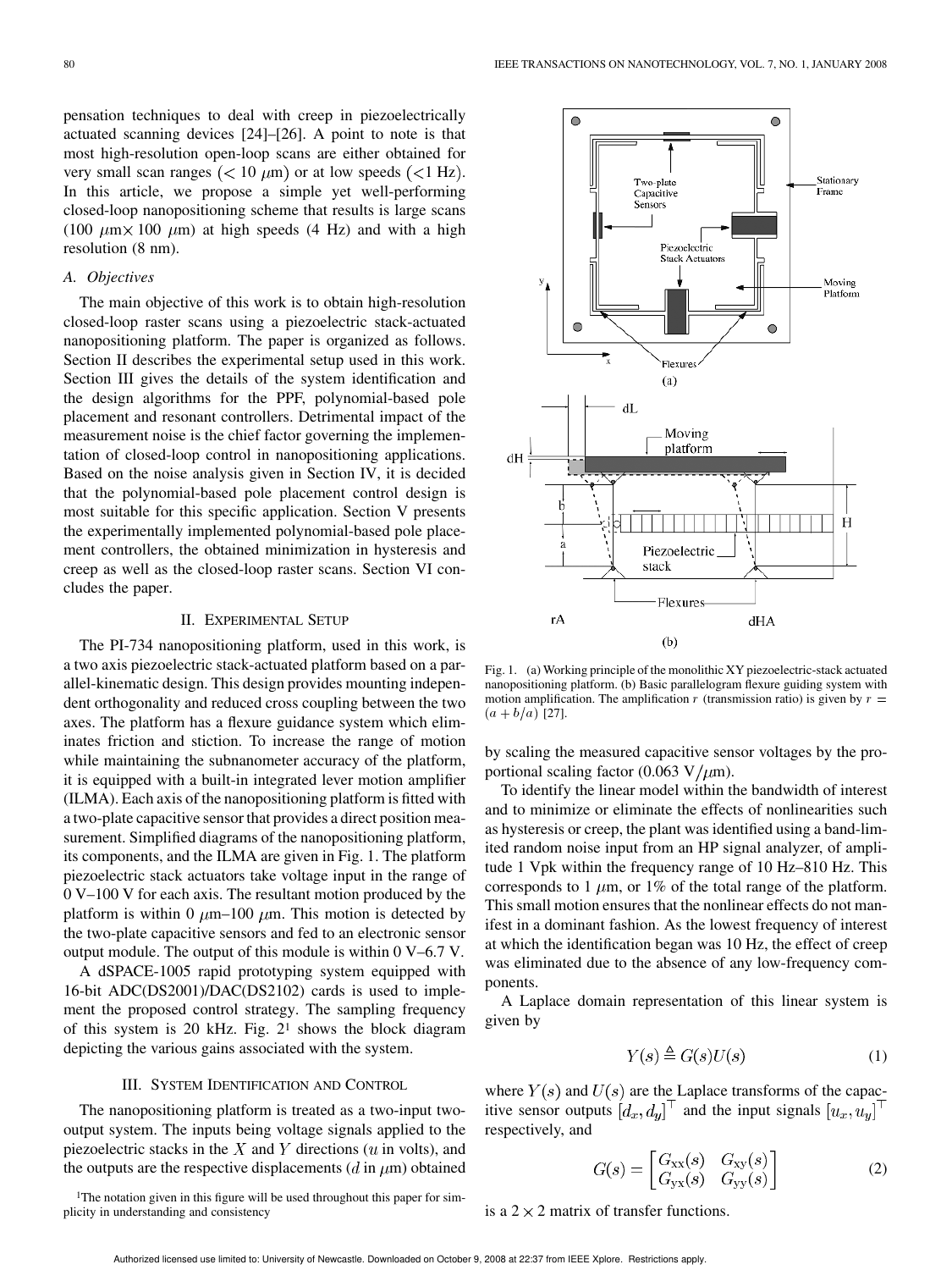pensation techniques to deal with creep in piezoelectrically actuated scanning devices [24]–[26]. A point to note is that most high-resolution open-loop scans are either obtained for very small scan ranges ($< 10\ \mu$m) or at low speeds ($<$1 Hz). In this article, we propose a simple yet well-performing closed-loop nanopositioning scheme that results is large scans (100 $\mu$m$\times$ 100 $\mu$m) at high speeds (4 Hz) and with a high resolution (8 nm).

### A. Objectives

The main objective of this work is to obtain high-resolution closed-loop raster scans using a piezoelectric stack-actuated nanopositioning platform. The paper is organized as follows. Section II describes the experimental setup used in this work. Section III gives the details of the system identification and the design algorithms for the PPF, polynomial-based pole placement and resonant controllers. Detrimental impact of the measurement noise is the chief factor governing the implementation of closed-loop control in nanopositioning applications. Based on the noise analysis given in Section IV, it is decided that the polynomial-based pole placement control design is most suitable for this specific application. Section V presents the experimentally implemented polynomial-based pole placement controllers, the obtained minimization in hysteresis and creep as well as the closed-loop raster scans. Section VI concludes the paper.

## II. Experimental Setup

The PI-734 nanopositioning platform, used in this work, is a two axis piezoelectric stack-actuated platform based on a parallel-kinematic design. This design provides mounting independent orthogonality and reduced cross coupling between the two axes. The platform has a flexure guidance system which eliminates friction and stiction. To increase the range of motion while maintaining the subnanometer accuracy of the platform, it is equipped with a built-in integrated lever motion amplifier (ILMA). Each axis of the nanopositioning platform is fitted with a two-plate capacitive sensor that provides a direct position measurement. Simplified diagrams of the nanopositioning platform, its components, and the ILMA are given in Fig. 1. The platform piezoelectric stack actuators take voltage input in the range of 0 V–100 V for each axis. The resultant motion produced by the platform is within 0 $\mu$m–100 $\mu$m. This motion is detected by the two-plate capacitive sensors and fed to an electronic sensor output module. The output of this module is within 0 V–6.7 V.

A dSPACE-1005 rapid prototyping system equipped with 16-bit ADC(DS2001)/DAC(DS2102) cards is used to implement the proposed control strategy. The sampling frequency of this system is 20 kHz. Fig. 2[1] shows the block diagram depicting the various gains associated with the system.

[1]The notation given in this figure will be used throughout this paper for simplicity in understanding and consistency

## III. System Identification and Control

The nanopositioning platform is treated as a two-input two-output system. The inputs being voltage signals applied to the piezoelectric stacks in the $X$ and $Y$ directions ($u$ in volts), and the outputs are the respective displacements ($d$ in $\mu$m) obtained by scaling the measured capacitive sensor voltages by the proportional scaling factor (0.063 V/$\mu$m).

Fig. 1. (a) Working principle of the monolithic XY piezoelectric-stack actuated nanopositioning platform. (b) Basic parallelogram flexure guiding system with motion amplification. The amplification $r$ (transmission ratio) is given by $r = (a + b/a)$ [27].

To identify the linear model within the bandwidth of interest and to minimize or eliminate the effects of nonlinearities such as hysteresis or creep, the plant was identified using a band-limited random noise input from an HP signal analyzer, of amplitude 1 Vpk within the frequency range of 10 Hz–810 Hz. This corresponds to 1 $\mu$m, or 1% of the total range of the platform. This small motion ensures that the nonlinear effects do not manifest in a dominant fashion. As the lowest frequency of interest at which the identification began was 10 Hz, the effect of creep was eliminated due to the absence of any low-frequency components.

A Laplace domain representation of this linear system is given by

$$Y(s) \triangleq G(s)U(s) \tag{1}$$

where $Y(s)$ and $U(s)$ are the Laplace transforms of the capacitive sensor outputs $[d_x, d_y]^\top$ and the input signals $[u_x, u_y]^\top$ respectively, and

$$G(s) = \begin{bmatrix} G_{\text{xx}}(s) & G_{\text{xy}}(s) \\ G_{\text{yx}}(s) & G_{\text{yy}}(s) \end{bmatrix} \tag{2}$$

is a $2 \times 2$ matrix of transfer functions.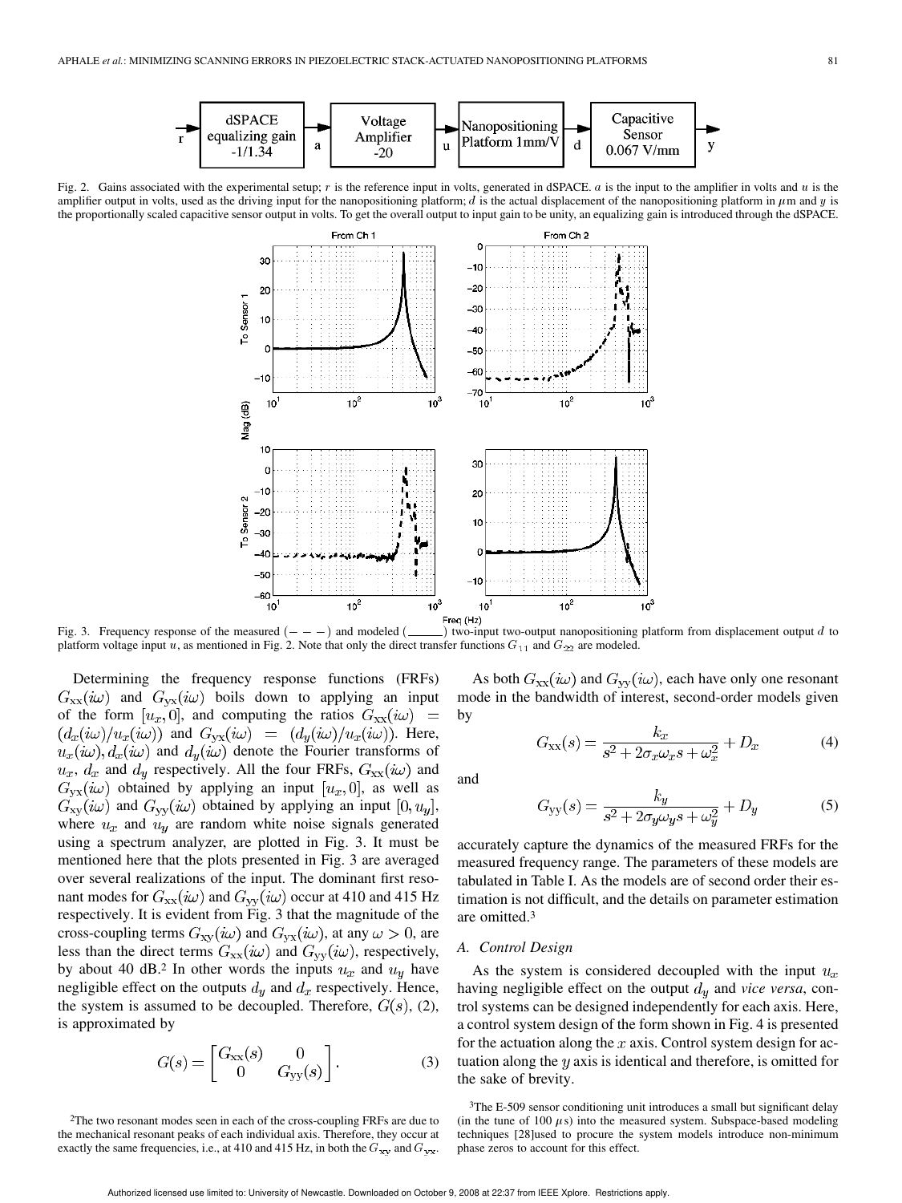Fig. 2. Gains associated with the experimental setup; $r$ is the reference input in volts, generated in dSPACE. $a$ is the input to the amplifier in volts and $u$ is the amplifier output in volts, used as the driving input for the nanopositioning platform; $d$ is the actual displacement of the nanopositioning platform in $\mu$m and $y$ is the proportionally scaled capacitive sensor output in volts. To get the overall output to input gain to be unity, an equalizing gain is introduced through the dSPACE.

Fig. 3. Frequency response of the measured (– – –) and modeled (——) two-input two-output nanopositioning platform from displacement output $d$ to platform voltage input $u$, as mentioned in Fig. 2. Note that only the direct transfer functions $G_{11}$ and $G_{22}$ are modeled.

Determining the frequency response functions (FRFs) $G_{\rm xx}(i\omega)$ and $G_{\rm yx}(i\omega)$ boils down to applying an input of the form $[u_x, 0]$, and computing the ratios $G_{\rm xx}(i\omega) = (d_x(i\omega)/u_x(i\omega))$ and $G_{\rm yx}(i\omega) = (d_y(i\omega)/u_x(i\omega))$. Here, $u_x(i\omega), d_x(i\omega)$ and $d_y(i\omega)$ denote the Fourier transforms of $u_x$, $d_x$ and $d_y$ respectively. All the four FRFs, $G_{\rm xx}(i\omega)$ and $G_{\rm yx}(i\omega)$ obtained by applying an input $[u_x, 0]$, as well as $G_{\rm xy}(i\omega)$ and $G_{\rm yy}(i\omega)$ obtained by applying an input $[0, u_y]$, where $u_x$ and $u_y$ are random white noise signals generated using a spectrum analyzer, are plotted in Fig. 3. It must be mentioned here that the plots presented in Fig. 3 are averaged over several realizations of the input. The dominant first resonant modes for $G_{\rm xx}(i\omega)$ and $G_{\rm yy}(i\omega)$ occur at 410 and 415 Hz respectively. It is evident from Fig. 3 that the magnitude of the cross-coupling terms $G_{\rm xy}(i\omega)$ and $G_{\rm yx}(i\omega)$, at any $\omega > 0$, are less than the direct terms $G_{\rm xx}(i\omega)$ and $G_{\rm yy}(i\omega)$, respectively, by about 40 dB.[2] In other words the inputs $u_x$ and $u_y$ have negligible effect on the outputs $d_y$ and $d_x$ respectively. Hence, the system is assumed to be decoupled. Therefore, $G(s)$, (2), is approximated by

$$G(s) = \begin{bmatrix} G_{\rm xx}(s) & 0 \\ 0 & G_{\rm yy}(s) \end{bmatrix}. \tag{3}$$

As both $G_{\rm xx}(i\omega)$ and $G_{\rm yy}(i\omega)$, each have only one resonant mode in the bandwidth of interest, second-order models given by

$$G_{\rm xx}(s) = \frac{k_x}{s^2 + 2\sigma_x\omega_x s + \omega_x^2} + D_x \tag{4}$$

and

$$G_{\rm yy}(s) = \frac{k_y}{s^2 + 2\sigma_y\omega_y s + \omega_y^2} + D_y \tag{5}$$

accurately capture the dynamics of the measured FRFs for the measured frequency range. The parameters of these models are tabulated in Table I. As the models are of second order their estimation is not difficult, and the details on parameter estimation are omitted.[3]

### A. Control Design

As the system is considered decoupled with the input $u_x$ having negligible effect on the output $d_y$ and *vice versa*, control systems can be designed independently for each axis. Here, a control system design of the form shown in Fig. 4 is presented for the actuation along the $x$ axis. Control system design for actuation along the $y$ axis is identical and therefore, is omitted for the sake of brevity.

[2] The two resonant modes seen in each of the cross-coupling FRFs are due to the mechanical resonant peaks of each individual axis. Therefore, they occur at exactly the same frequencies, i.e., at 410 and 415 Hz, in both the $G_{\rm xy}$ and $G_{\rm yx}$.

[3] The E-509 sensor conditioning unit introduces a small but significant delay (in the tune of 100 $\mu$s) into the measured system. Subspace-based modeling techniques [28] used to procure the system models introduce non-minimum phase zeros to account for this effect.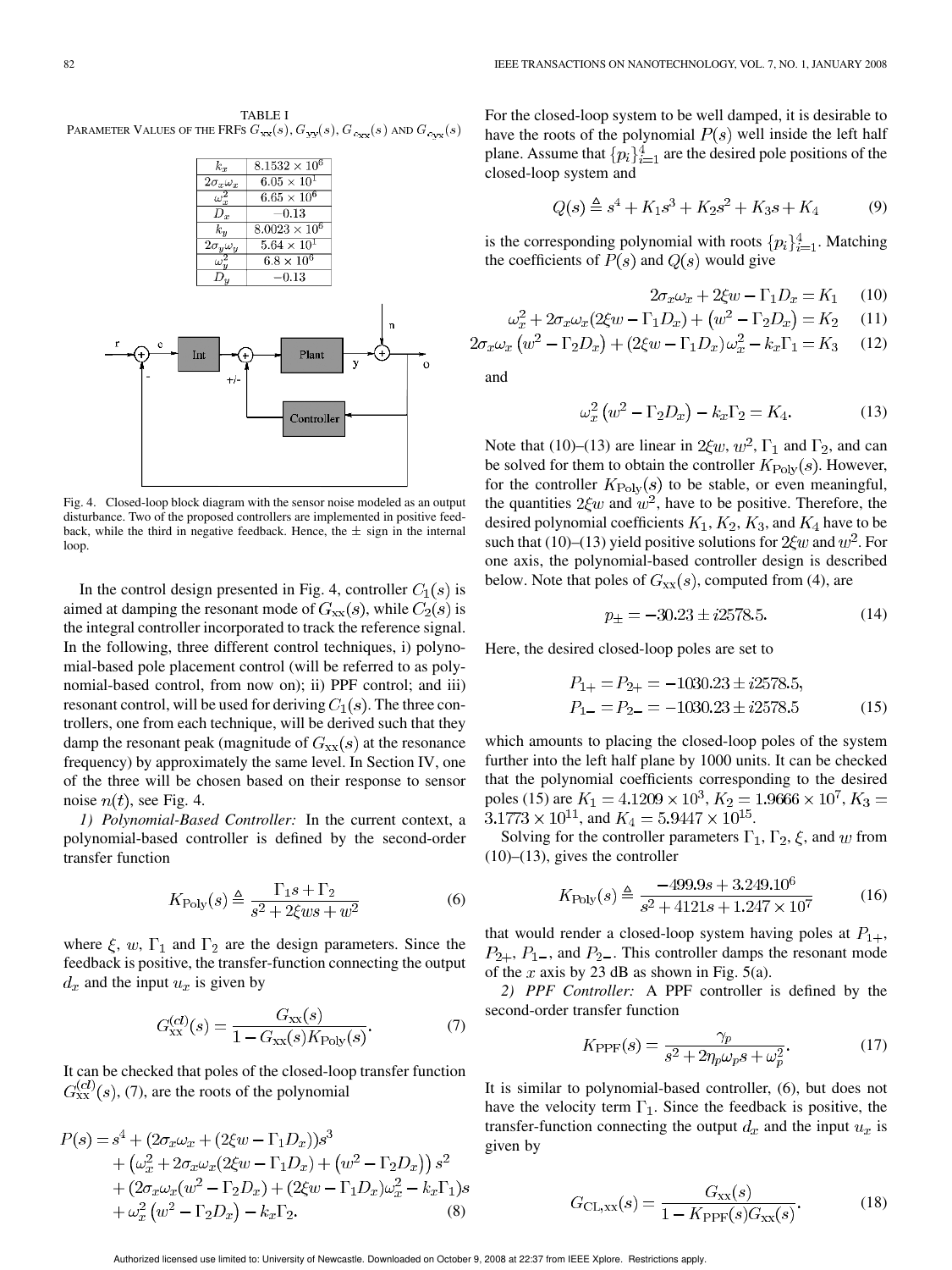TABLE I
PARAMETER VALUES OF THE FRFS $G_{xx}(s)$, $G_{yy}(s)$, $G_{cxx}(s)$ AND $G_{cyx}(s)$

| | |
|---|---|
| $k_x$ | $8.1532 \times 10^6$ |
| $2\sigma_x\omega_x$ | $6.05 \times 10^1$ |
| $\omega_x^2$ | $6.65 \times 10^6$ |
| $D_x$ | $-0.13$ |
| $k_y$ | $8.0023 \times 10^6$ |
| $2\sigma_y\omega_y$ | $5.64 \times 10^1$ |
| $\omega_y^2$ | $6.8 \times 10^6$ |
| $D_y$ | $-0.13$ |

Fig. 4. Closed-loop block diagram with the sensor noise modeled as an output disturbance. Two of the proposed controllers are implemented in positive feedback, while the third in negative feedback. Hence, the ± sign in the internal loop.

In the control design presented in Fig. 4, controller $C_1(s)$ is aimed at damping the resonant mode of $G_{xx}(s)$, while $C_2(s)$ is the integral controller incorporated to track the reference signal. In the following, three different control techniques, i) polynomial-based pole placement control (will be referred to as polynomial-based control, from now on); ii) PPF control; and iii) resonant control, will be used for deriving $C_1(s)$. The three controllers, one from each technique, will be derived such that they damp the resonant peak (magnitude of $G_{xx}(s)$ at the resonance frequency) by approximately the same level. In Section IV, one of the three will be chosen based on their response to sensor noise $n(t)$, see Fig. 4.

*1) Polynomial-Based Controller:* In the current context, a polynomial-based controller is defined by the second-order transfer function

$$K_{\text{Poly}}(s) \triangleq \frac{\Gamma_1 s + \Gamma_2}{s^2 + 2\xi w s + w^2} \tag{6}$$

where $\xi$, $w$, $\Gamma_1$ and $\Gamma_2$ are the design parameters. Since the feedback is positive, the transfer-function connecting the output $d_x$ and the input $u_x$ is given by

$$G_{\text{xx}}^{(cl)}(s) = \frac{G_{\text{xx}}(s)}{1 - G_{\text{xx}}(s)K_{\text{Poly}}(s)}. \tag{7}$$

It can be checked that poles of the closed-loop transfer function $G_{\text{xx}}^{(cl)}(s)$, (7), are the roots of the polynomial

$$\begin{aligned} P(s) = {} & s^4 + (2\sigma_x\omega_x + (2\xi w - \Gamma_1 D_x))s^3 \\ & + \left(\omega_x^2 + 2\sigma_x\omega_x(2\xi w - \Gamma_1 D_x) + \left(w^2 - \Gamma_2 D_x\right)\right)s^2 \\ & + (2\sigma_x\omega_x(w^2 - \Gamma_2 D_x) + (2\xi w - \Gamma_1 D_x)\omega_x^2 - k_x\Gamma_1)s \\ & + \omega_x^2\left(w^2 - \Gamma_2 D_x\right) - k_x\Gamma_2. \end{aligned} \tag{8}$$

For the closed-loop system to be well damped, it is desirable to have the roots of the polynomial $P(s)$ well inside the left half plane. Assume that $\{p_i\}_{i=1}^4$ are the desired pole positions of the closed-loop system and

$$Q(s) \triangleq s^4 + K_1 s^3 + K_2 s^2 + K_3 s + K_4 \tag{9}$$

is the corresponding polynomial with roots $\{p_i\}_{i=1}^4$. Matching the coefficients of $P(s)$ and $Q(s)$ would give

$$2\sigma_x\omega_x + 2\xi w - \Gamma_1 D_x = K_1 \tag{10}$$

$$\omega_x^2 + 2\sigma_x\omega_x(2\xi w - \Gamma_1 D_x) + \left(w^2 - \Gamma_2 D_x\right) = K_2 \tag{11}$$

$$2\sigma_x\omega_x\left(w^2 - \Gamma_2 D_x\right) + (2\xi w - \Gamma_1 D_x)\omega_x^2 - k_x\Gamma_1 = K_3 \tag{12}$$

and

$$\omega_x^2\left(w^2 - \Gamma_2 D_x\right) - k_x\Gamma_2 = K_4. \tag{13}$$

Note that (10)–(13) are linear in $2\xi w$, $w^2$, $\Gamma_1$ and $\Gamma_2$, and can be solved for them to obtain the controller $K_{\text{Poly}}(s)$. However, for the controller $K_{\text{Poly}}(s)$ to be stable, or even meaningful, the quantities $2\xi w$ and $w^2$, have to be positive. Therefore, the desired polynomial coefficients $K_1$, $K_2$, $K_3$, and $K_4$ have to be such that (10)–(13) yield positive solutions for $2\xi w$ and $w^2$. For one axis, the polynomial-based controller design is described below. Note that poles of $G_{\text{xx}}(s)$, computed from (4), are

$$p_{\pm} = -30.23 \pm i2578.5. \tag{14}$$

Here, the desired closed-loop poles are set to

$$\begin{aligned} P_{1+} = P_{2+} = -1030.23 \pm i2578.5, \\ P_{1-} = P_{2-} = -1030.23 \pm i2578.5 \end{aligned} \tag{15}$$

which amounts to placing the closed-loop poles of the system further into the left half plane by 1000 units. It can be checked that the polynomial coefficients corresponding to the desired poles (15) are $K_1 = 4.1209 \times 10^3$, $K_2 = 1.9666 \times 10^7$, $K_3 = 3.1773 \times 10^{11}$, and $K_4 = 5.9447 \times 10^{15}$.

Solving for the controller parameters $\Gamma_1$, $\Gamma_2$, $\xi$, and $w$ from (10)–(13), gives the controller

$$K_{\text{Poly}}(s) \triangleq \frac{-499.9s + 3.249.10^6}{s^2 + 4121s + 1.247 \times 10^7} \tag{16}$$

that would render a closed-loop system having poles at $P_{1+}$, $P_{2+}$, $P_{1-}$, and $P_{2-}$. This controller damps the resonant mode of the $x$ axis by 23 dB as shown in Fig. 5(a).

*2) PPF Controller:* A PPF controller is defined by the second-order transfer function

$$K_{\text{PPF}}(s) = \frac{\gamma_p}{s^2 + 2\eta_p\omega_p s + \omega_p^2}. \tag{17}$$

It is similar to polynomial-based controller, (6), but does not have the velocity term $\Gamma_1$. Since the feedback is positive, the transfer-function connecting the output $d_x$ and the input $u_x$ is given by

$$G_{\text{CL,xx}}(s) = \frac{G_{\text{xx}}(s)}{1 - K_{\text{PPF}}(s)G_{\text{xx}}(s)}. \tag{18}$$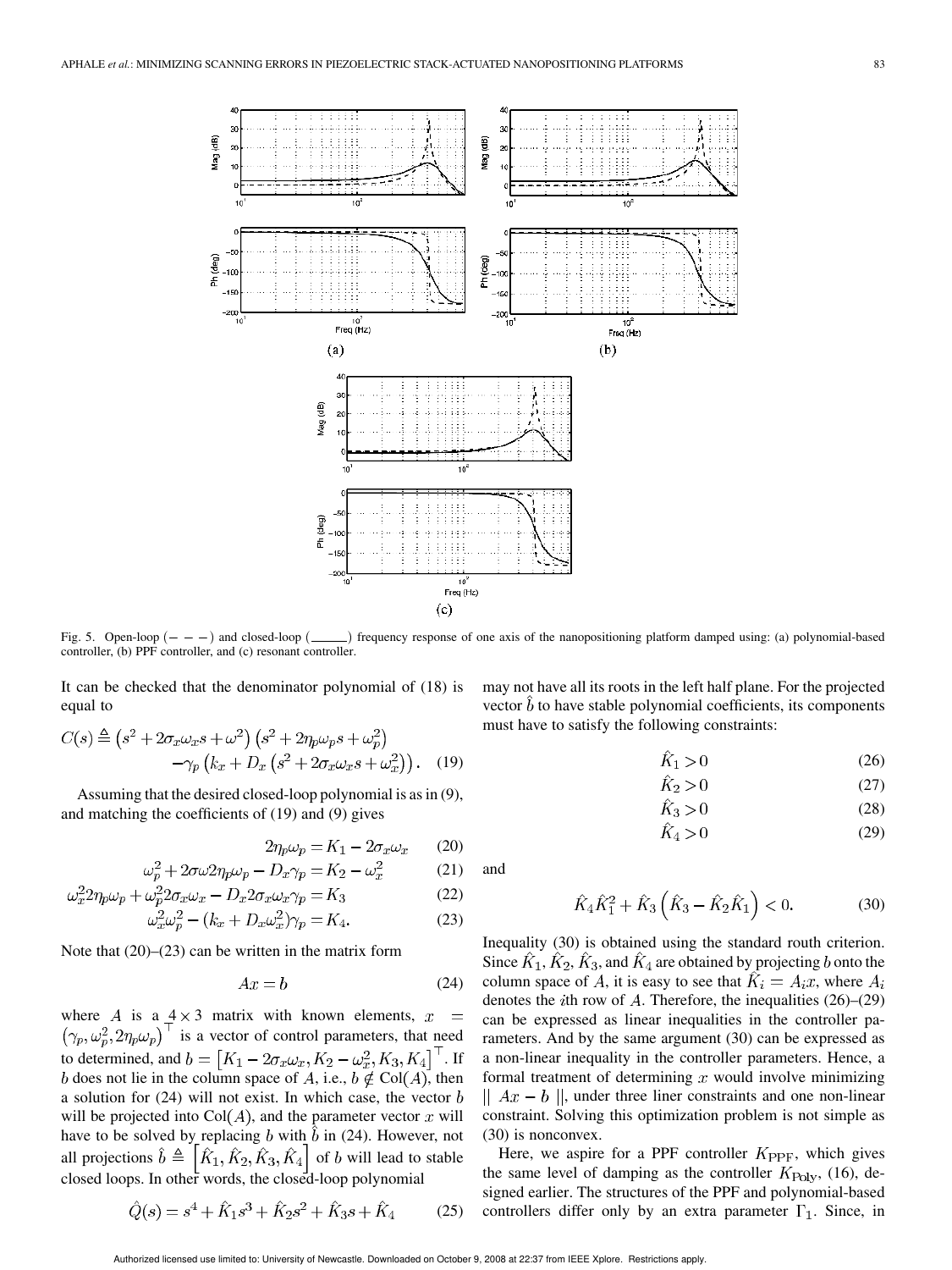Fig. 5. Open-loop (− − −) and closed-loop (——) frequency response of one axis of the nanopositioning platform damped using: (a) polynomial-based controller, (b) PPF controller, and (c) resonant controller.

It can be checked that the denominator polynomial of (18) is equal to

$$C(s) \triangleq \left(s^2 + 2\sigma_x\omega_x s + \omega^2\right)\left(s^2 + 2\eta_p\omega_p s + \omega_p^2\right) - \gamma_p\left(k_x + D_x\left(s^2 + 2\sigma_x\omega_x s + \omega_x^2\right)\right). \quad (19)$$

Assuming that the desired closed-loop polynomial is as in (9), and matching the coefficients of (19) and (9) gives

$$2\eta_p\omega_p = K_1 - 2\sigma_x\omega_x \quad (20)$$

$$\omega_p^2 + 2\sigma\omega 2\eta_p\omega_p - D_x\gamma_p = K_2 - \omega_x^2 \quad (21)$$

$$\omega_x^2 2\eta_p\omega_p + \omega_p^2 2\sigma_x\omega_x - D_x 2\sigma_x\omega_x\gamma_p = K_3 \quad (22)$$

$$\omega_x^2\omega_p^2 - (k_x + D_x\omega_x^2)\gamma_p = K_4. \quad (23)$$

Note that (20)–(23) can be written in the matrix form

$$Ax = b \quad (24)$$

where $A$ is a $4 \times 3$ matrix with known elements, $x = \left(\gamma_p, \omega_p^2, 2\eta_p\omega_p\right)^\top$ is a vector of control parameters, that need to determined, and $b = \left[K_1 - 2\sigma_x\omega_x, K_2 - \omega_x^2, K_3, K_4\right]^\top$. If $b$ does not lie in the column space of $A$, i.e., $b \notin \text{Col}(A)$, then a solution for (24) will not exist. In which case, the vector $b$ will be projected into $\text{Col}(A)$, and the parameter vector $x$ will have to be solved by replacing $b$ with $\hat{b}$ in (24). However, not all projections $\hat{b} \triangleq \left[\hat{K}_1, \hat{K}_2, \hat{K}_3, \hat{K}_4\right]$ of $b$ will lead to stable closed loops. In other words, the closed-loop polynomial

$$\hat{Q}(s) = s^4 + \hat{K}_1 s^3 + \hat{K}_2 s^2 + \hat{K}_3 s + \hat{K}_4 \quad (25)$$

may not have all its roots in the left half plane. For the projected vector $\hat{b}$ to have stable polynomial coefficients, its components must have to satisfy the following constraints:

$$\hat{K}_1 > 0 \quad (26)$$

$$\hat{K}_2 > 0 \quad (27)$$

$$\hat{K}_3 > 0 \quad (28)$$

$$\hat{K}_4 > 0 \quad (29)$$

and

$$\hat{K}_4\hat{K}_1^2 + \hat{K}_3\left(\hat{K}_3 - \hat{K}_2\hat{K}_1\right) < 0. \quad (30)$$

Inequality (30) is obtained using the standard routh criterion. Since $\hat{K}_1, \hat{K}_2, \hat{K}_3$, and $\hat{K}_4$ are obtained by projecting $b$ onto the column space of $A$, it is easy to see that $\hat{K}_i = A_i x$, where $A_i$ denotes the $i$th row of $A$. Therefore, the inequalities (26)–(29) can be expressed as linear inequalities in the controller parameters. And by the same argument (30) can be expressed as a non-linear inequality in the controller parameters. Hence, a formal treatment of determining $x$ would involve minimizing $\|\ Ax - b\ \|$, under three liner constraints and one non-linear constraint. Solving this optimization problem is not simple as (30) is nonconvex.

Here, we aspire for a PPF controller $K_{\text{PPF}}$, which gives the same level of damping as the controller $K_{\text{Poly}}$, (16), designed earlier. The structures of the PPF and polynomial-based controllers differ only by an extra parameter $\Gamma_1$. Since, in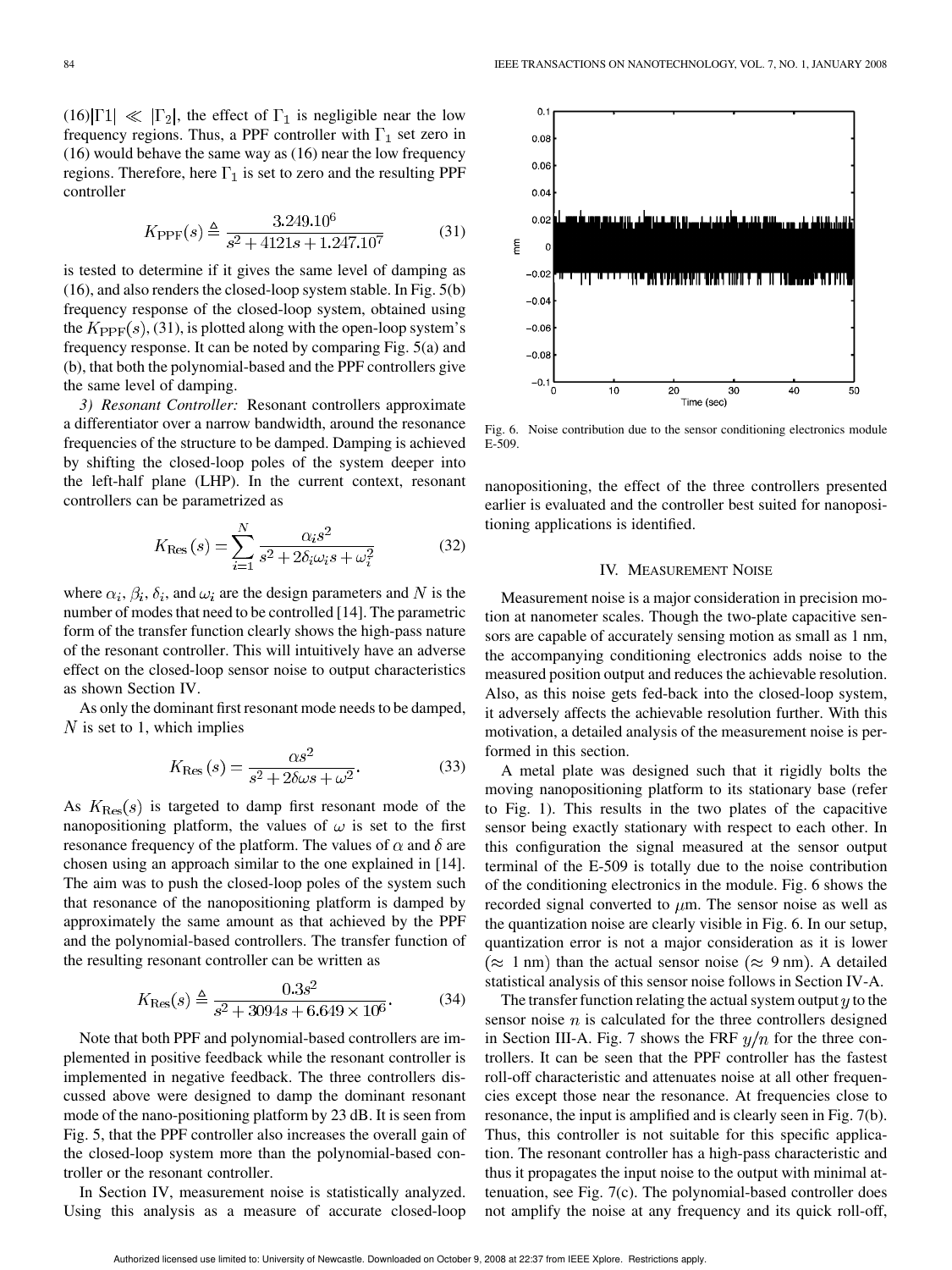(16)$|\Gamma 1| \ll |\Gamma_2|$, the effect of $\Gamma_1$ is negligible near the low frequency regions. Thus, a PPF controller with $\Gamma_1$ set zero in (16) would behave the same way as (16) near the low frequency regions. Therefore, here $\Gamma_1$ is set to zero and the resulting PPF controller

$$K_{\mathrm{PPF}}(s) \triangleq \frac{3.249.10^6}{s^2 + 4121s + 1.247.10^7} \tag{31}$$

is tested to determine if it gives the same level of damping as (16), and also renders the closed-loop system stable. In Fig. 5(b) frequency response of the closed-loop system, obtained using the $K_{\mathrm{PPF}}(s)$, (31), is plotted along with the open-loop system's frequency response. It can be noted by comparing Fig. 5(a) and (b), that both the polynomial-based and the PPF controllers give the same level of damping.

*3) Resonant Controller:* Resonant controllers approximate a differentiator over a narrow bandwidth, around the resonance frequencies of the structure to be damped. Damping is achieved by shifting the closed-loop poles of the system deeper into the left-half plane (LHP). In the current context, resonant controllers can be parametrized as

$$K_{\mathrm{Res}}(s) = \sum_{i=1}^{N} \frac{\alpha_i s^2}{s^2 + 2\delta_i \omega_i s + \omega_i^2} \tag{32}$$

where $\alpha_i$, $\beta_i$, $\delta_i$, and $\omega_i$ are the design parameters and $N$ is the number of modes that need to be controlled [14]. The parametric form of the transfer function clearly shows the high-pass nature of the resonant controller. This will intuitively have an adverse effect on the closed-loop sensor noise to output characteristics as shown Section IV.

As only the dominant first resonant mode needs to be damped, $N$ is set to 1, which implies

$$K_{\mathrm{Res}}(s) = \frac{\alpha s^2}{s^2 + 2\delta\omega s + \omega^2}. \tag{33}$$

As $K_{\mathrm{Res}}(s)$ is targeted to damp first resonant mode of the nanopositioning platform, the values of $\omega$ is set to the first resonance frequency of the platform. The values of $\alpha$ and $\delta$ are chosen using an approach similar to the one explained in [14]. The aim was to push the closed-loop poles of the system such that resonance of the nanopositioning platform is damped by approximately the same amount as that achieved by the PPF and the polynomial-based controllers. The transfer function of the resulting resonant controller can be written as

$$K_{\mathrm{Res}}(s) \triangleq \frac{0.3s^2}{s^2 + 3094s + 6.649 \times 10^6}. \tag{34}$$

Note that both PPF and polynomial-based controllers are implemented in positive feedback while the resonant controller is implemented in negative feedback. The three controllers discussed above were designed to damp the dominant resonant mode of the nano-positioning platform by 23 dB. It is seen from Fig. 5, that the PPF controller also increases the overall gain of the closed-loop system more than the polynomial-based controller or the resonant controller.

In Section IV, measurement noise is statistically analyzed. Using this analysis as a measure of accurate closed-loop nanopositioning, the effect of the three controllers presented earlier is evaluated and the controller best suited for nanopositioning applications is identified.

Fig. 6. Noise contribution due to the sensor conditioning electronics module E-509.

## IV. Measurement Noise

Measurement noise is a major consideration in precision motion at nanometer scales. Though the two-plate capacitive sensors are capable of accurately sensing motion as small as 1 nm, the accompanying conditioning electronics adds noise to the measured position output and reduces the achievable resolution. Also, as this noise gets fed-back into the closed-loop system, it adversely affects the achievable resolution further. With this motivation, a detailed analysis of the measurement noise is performed in this section.

A metal plate was designed such that it rigidly bolts the moving nanopositioning platform to its stationary base (refer to Fig. 1). This results in the two plates of the capacitive sensor being exactly stationary with respect to each other. In this configuration the signal measured at the sensor output terminal of the E-509 is totally due to the noise contribution of the conditioning electronics in the module. Fig. 6 shows the recorded signal converted to $\mu$m. The sensor noise as well as the quantization noise are clearly visible in Fig. 6. In our setup, quantization error is not a major consideration as it is lower ($\approx$ 1 nm) than the actual sensor noise ($\approx$ 9 nm). A detailed statistical analysis of this sensor noise follows in Section IV-A.

The transfer function relating the actual system output $y$ to the sensor noise $n$ is calculated for the three controllers designed in Section III-A. Fig. 7 shows the FRF $y/n$ for the three controllers. It can be seen that the PPF controller has the fastest roll-off characteristic and attenuates noise at all other frequencies except those near the resonance. At frequencies close to resonance, the input is amplified and is clearly seen in Fig. 7(b). Thus, this controller is not suitable for this specific application. The resonant controller has a high-pass characteristic and thus it propagates the input noise to the output with minimal attenuation, see Fig. 7(c). The polynomial-based controller does not amplify the noise at any frequency and its quick roll-off,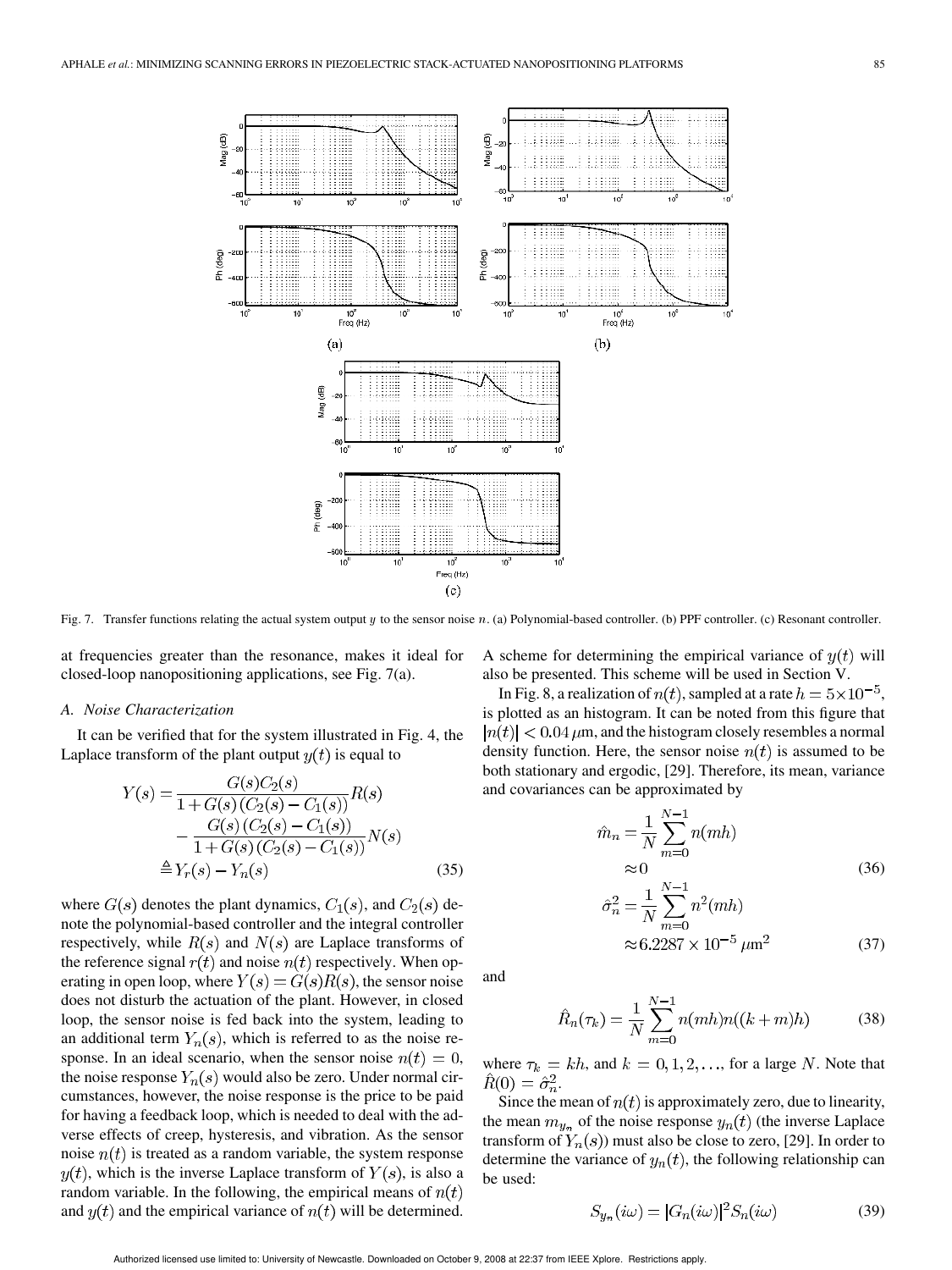Fig. 7. Transfer functions relating the actual system output $y$ to the sensor noise $n$. (a) Polynomial-based controller. (b) PPF controller. (c) Resonant controller.

at frequencies greater than the resonance, makes it ideal for closed-loop nanopositioning applications, see Fig. 7(a).

### A. Noise Characterization

It can be verified that for the system illustrated in Fig. 4, the Laplace transform of the plant output $y(t)$ is equal to

$$
\begin{aligned}
Y(s) &= \frac{G(s)C_2(s)}{1+G(s)(C_2(s)-C_1(s))}R(s) \\
&\quad - \frac{G(s)(C_2(s)-C_1(s))}{1+G(s)(C_2(s)-C_1(s))}N(s) \\
&\triangleq Y_r(s) - Y_n(s)
\end{aligned}
\tag{35}
$$

where $G(s)$ denotes the plant dynamics, $C_1(s)$, and $C_2(s)$ denote the polynomial-based controller and the integral controller respectively, while $R(s)$ and $N(s)$ are Laplace transforms of the reference signal $r(t)$ and noise $n(t)$ respectively. When operating in open loop, where $Y(s) = G(s)R(s)$, the sensor noise does not disturb the actuation of the plant. However, in closed loop, the sensor noise is fed back into the system, leading to an additional term $Y_n(s)$, which is referred to as the noise response. In an ideal scenario, when the sensor noise $n(t) = 0$, the noise response $Y_n(s)$ would also be zero. Under normal circumstances, however, the noise response is the price to be paid for having a feedback loop, which is needed to deal with the adverse effects of creep, hysteresis, and vibration. As the sensor noise $n(t)$ is treated as a random variable, the system response $y(t)$, which is the inverse Laplace transform of $Y(s)$, is also a random variable. In the following, the empirical means of $n(t)$ and $y(t)$ and the empirical variance of $n(t)$ will be determined. A scheme for determining the empirical variance of $y(t)$ will also be presented. This scheme will be used in Section V.

In Fig. 8, a realization of $n(t)$, sampled at a rate $h = 5\times10^{-5}$, is plotted as an histogram. It can be noted from this figure that $|n(t)| < 0.04\,\mu$m, and the histogram closely resembles a normal density function. Here, the sensor noise $n(t)$ is assumed to be both stationary and ergodic, [29]. Therefore, its mean, variance and covariances can be approximated by

$$
\begin{aligned}
\hat{m}_n &= \frac{1}{N}\sum_{m=0}^{N-1} n(mh) \\
&\approx 0
\end{aligned}
\tag{36}
$$

$$
\begin{aligned}
\hat{\sigma}_n^2 &= \frac{1}{N}\sum_{m=0}^{N-1} n^2(mh) \\
&\approx 6.2287\times10^{-5}\ \mu\text{m}^2
\end{aligned}
\tag{37}
$$

and

$$
\hat{R}_n(\tau_k) = \frac{1}{N}\sum_{m=0}^{N-1} n(mh)n((k+m)h) \tag{38}
$$

where $\tau_k = kh$, and $k = 0, 1, 2, \ldots$, for a large $N$. Note that $\hat{R}(0) = \hat{\sigma}_n^2$.

Since the mean of $n(t)$ is approximately zero, due to linearity, the mean $m_{y_n}$ of the noise response $y_n(t)$ (the inverse Laplace transform of $Y_n(s)$) must also be close to zero, [29]. In order to determine the variance of $y_n(t)$, the following relationship can be used:

$$
S_{y_n}(i\omega) = |G_n(i\omega)|^2 S_n(i\omega) \tag{39}
$$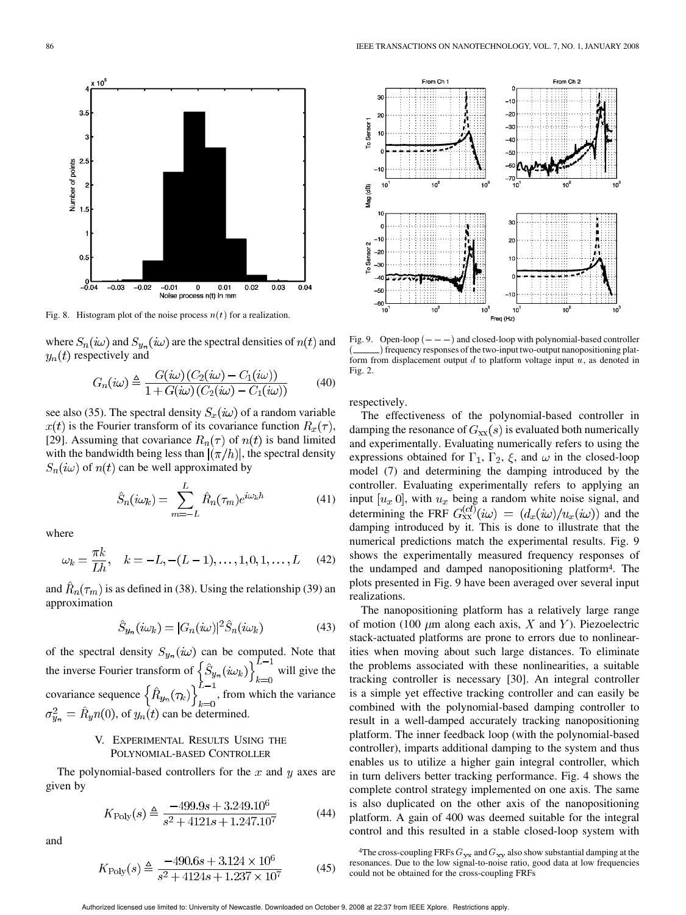Fig. 8. Histogram plot of the noise process $n(t)$ for a realization.

where $S_n(i\omega)$ and $S_{y_n}(i\omega)$ are the spectral densities of $n(t)$ and $y_n(t)$ respectively and

$$G_n(i\omega) \triangleq \frac{G(i\omega)(C_2(i\omega) - C_1(i\omega))}{1 + G(i\omega)(C_2(i\omega) - C_1(i\omega))} \tag{40}$$

see also (35). The spectral density $S_x(i\omega)$ of a random variable $x(t)$ is the Fourier transform of its covariance function $R_x(\tau)$, [29]. Assuming that covariance $R_n(\tau)$ of $n(t)$ is band limited with the bandwidth being less than $|(\pi/h)|$, the spectral density $S_n(i\omega)$ of $n(t)$ can be well approximated by

$$\hat{S}_n(i\omega_k) = \sum_{m=-L}^{L} \hat{R}_n(\tau_m) e^{i\omega_k h} \tag{41}$$

where

$$\omega_k = \frac{\pi k}{Lh}, \quad k = -L, -(L-1), \ldots, 1, 0, 1, \ldots, L \tag{42}$$

and $\hat{R}_n(\tau_m)$ is as defined in (38). Using the relationship (39) an approximation

$$\hat{S}_{y_n}(i\omega_k) = |G_n(i\omega)|^2 \hat{S}_n(i\omega_k) \tag{43}$$

of the spectral density $S_{y_n}(i\omega)$ can be computed. Note that the inverse Fourier transform of $\left\{\hat{S}_{y_n}(i\omega_k)\right\}_{k=0}^{L-1}$ will give the covariance sequence $\left\{\hat{R}_{y_n}(\tau_k)\right\}_{k=0}^{L-1}$, from which the variance $\sigma_{y_n}^2 = \hat{R}_y n(0)$, of $y_n(t)$ can be determined.

## V. Experimental Results Using the Polynomial-based Controller

The polynomial-based controllers for the $x$ and $y$ axes are given by

$$K_{\text{Poly}}(s) \triangleq \frac{-499.9s + 3.249.10^6}{s^2 + 4121s + 1.247.10^7} \tag{44}$$

and

$$K_{\text{Poly}}(s) \triangleq \frac{-490.6s + 3.124 \times 10^6}{s^2 + 4124s + 1.237 \times 10^7} \tag{45}$$

respectively.

Fig. 9. Open-loop (— — —) and closed-loop with polynomial-based controller (———) frequency responses of the two-input two-output nanopositioning platform from displacement output $d$ to platform voltage input $u$, as denoted in Fig. 2.

The effectiveness of the polynomial-based controller in damping the resonance of $G_{xx}(s)$ is evaluated both numerically and experimentally. Evaluating numerically refers to using the expressions obtained for $\Gamma_1$, $\Gamma_2$, $\xi$, and $\omega$ in the closed-loop model (7) and determining the damping introduced by the controller. Evaluating experimentally refers to applying an input $[u_x\ 0]$, with $u_x$ being a random white noise signal, and determining the FRF $G_{xx}^{(cl)}(i\omega) = (d_x(i\omega)/u_x(i\omega))$ and the damping introduced by it. This is done to illustrate that the numerical predictions match the experimental results. Fig. 9 shows the experimentally measured frequency responses of the undamped and damped nanopositioning platform[4]. The plots presented in Fig. 9 have been averaged over several input realizations.

The nanopositioning platform has a relatively large range of motion (100 $\mu$m along each axis, $X$ and $Y$). Piezoelectric stack-actuated platforms are prone to errors due to nonlinearities when moving about such large distances. To eliminate the problems associated with these nonlinearities, a suitable tracking controller is necessary [30]. An integral controller is a simple yet effective tracking controller and can easily be combined with the polynomial-based damping controller to result in a well-damped accurately tracking nanopositioning platform. The inner feedback loop (with the polynomial-based controller), imparts additional damping to the system and thus enables us to utilize a higher gain integral controller, which in turn delivers better tracking performance. Fig. 4 shows the complete control strategy implemented on one axis. The same is also duplicated on the other axis of the nanopositioning platform. A gain of 400 was deemed suitable for the integral control and this resulted in a stable closed-loop system with

[4]The cross-coupling FRFs $G_{yx}$ and $G_{xy}$ also show substantial damping at the resonances. Due to the low signal-to-noise ratio, good data at low frequencies could not be obtained for the cross-coupling FRFs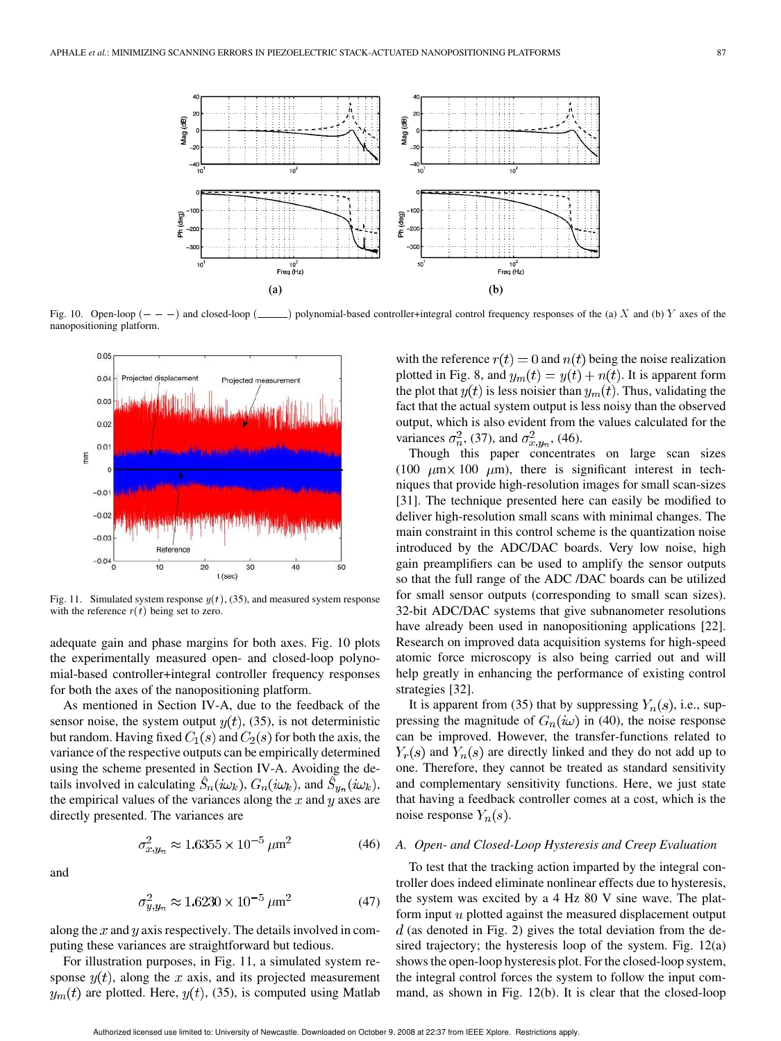Fig. 10. Open-loop (− − −) and closed-loop (——) polynomial-based controller+integral control frequency responses of the (a) $X$ and (b) $Y$ axes of the nanopositioning platform.

Fig. 11. Simulated system response $y(t)$, (35), and measured system response with the reference $r(t)$ being set to zero.

adequate gain and phase margins for both axes. Fig. 10 plots the experimentally measured open- and closed-loop polynomial-based controller+integral controller frequency responses for both the axes of the nanopositioning platform.

As mentioned in Section IV-A, due to the feedback of the sensor noise, the system output $y(t)$, (35), is not deterministic but random. Having fixed $C_1(s)$ and $C_2(s)$ for both the axis, the variance of the respective outputs can be empirically determined using the scheme presented in Section IV-A. Avoiding the details involved in calculating $\hat{S}_n(i\omega_k)$, $G_n(i\omega_k)$, and $\hat{S}_{y_m}(i\omega_k)$, the empirical values of the variances along the $x$ and $y$ axes are directly presented. The variances are

$$\sigma^2_{x,y_m} \approx 1.6355 \times 10^{-5}\ \mu\text{m}^2 \tag{46}$$

and

$$\sigma^2_{y,y_m} \approx 1.6230 \times 10^{-5}\ \mu\text{m}^2 \tag{47}$$

along the $x$ and $y$ axis respectively. The details involved in computing these variances are straightforward but tedious.

For illustration purposes, in Fig. 11, a simulated system response $y(t)$, along the $x$ axis, and its projected measurement $y_m(t)$ are plotted. Here, $y(t)$, (35), is computed using Matlab with the reference $r(t) = 0$ and $n(t)$ being the noise realization plotted in Fig. 8, and $y_m(t) = y(t) + n(t)$. It is apparent form the plot that $y(t)$ is less noisier than $y_m(t)$. Thus, validating the fact that the actual system output is less noisy than the observed output, which is also evident from the values calculated for the variances $\sigma^2_n$, (37), and $\sigma^2_{x,y_m}$, (46).

Though this paper concentrates on large scan sizes (100 $\mu$m× 100 $\mu$m), there is significant interest in techniques that provide high-resolution images for small scan-sizes [31]. The technique presented here can easily be modified to deliver high-resolution small scans with minimal changes. The main constraint in this control scheme is the quantization noise introduced by the ADC/DAC boards. Very low noise, high gain preamplifiers can be used to amplify the sensor outputs so that the full range of the ADC /DAC boards can be utilized for small sensor outputs (corresponding to small scan sizes). 32-bit ADC/DAC systems that give subnanometer resolutions have already been used in nanopositioning applications [22]. Research on improved data acquisition systems for high-speed atomic force microscopy is also being carried out and will help greatly in enhancing the performance of existing control strategies [32].

It is apparent from (35) that by suppressing $Y_n(s)$, i.e., suppressing the magnitude of $G_n(i\omega)$ in (40), the noise response can be improved. However, the transfer-functions related to $Y_r(s)$ and $Y_n(s)$ are directly linked and they do not add up to one. Therefore, they cannot be treated as standard sensitivity and complementary sensitivity functions. Here, we just state that having a feedback controller comes at a cost, which is the noise response $Y_n(s)$.

### A. Open- and Closed-Loop Hysteresis and Creep Evaluation

To test that the tracking action imparted by the integral controller does indeed eliminate nonlinear effects due to hysteresis, the system was excited by a 4 Hz 80 V sine wave. The platform input $u$ plotted against the measured displacement output $d$ (as denoted in Fig. 2) gives the total deviation from the desired trajectory; the hysteresis loop of the system. Fig. 12(a) shows the open-loop hysteresis plot. For the closed-loop system, the integral control forces the system to follow the input command, as shown in Fig. 12(b). It is clear that the closed-loop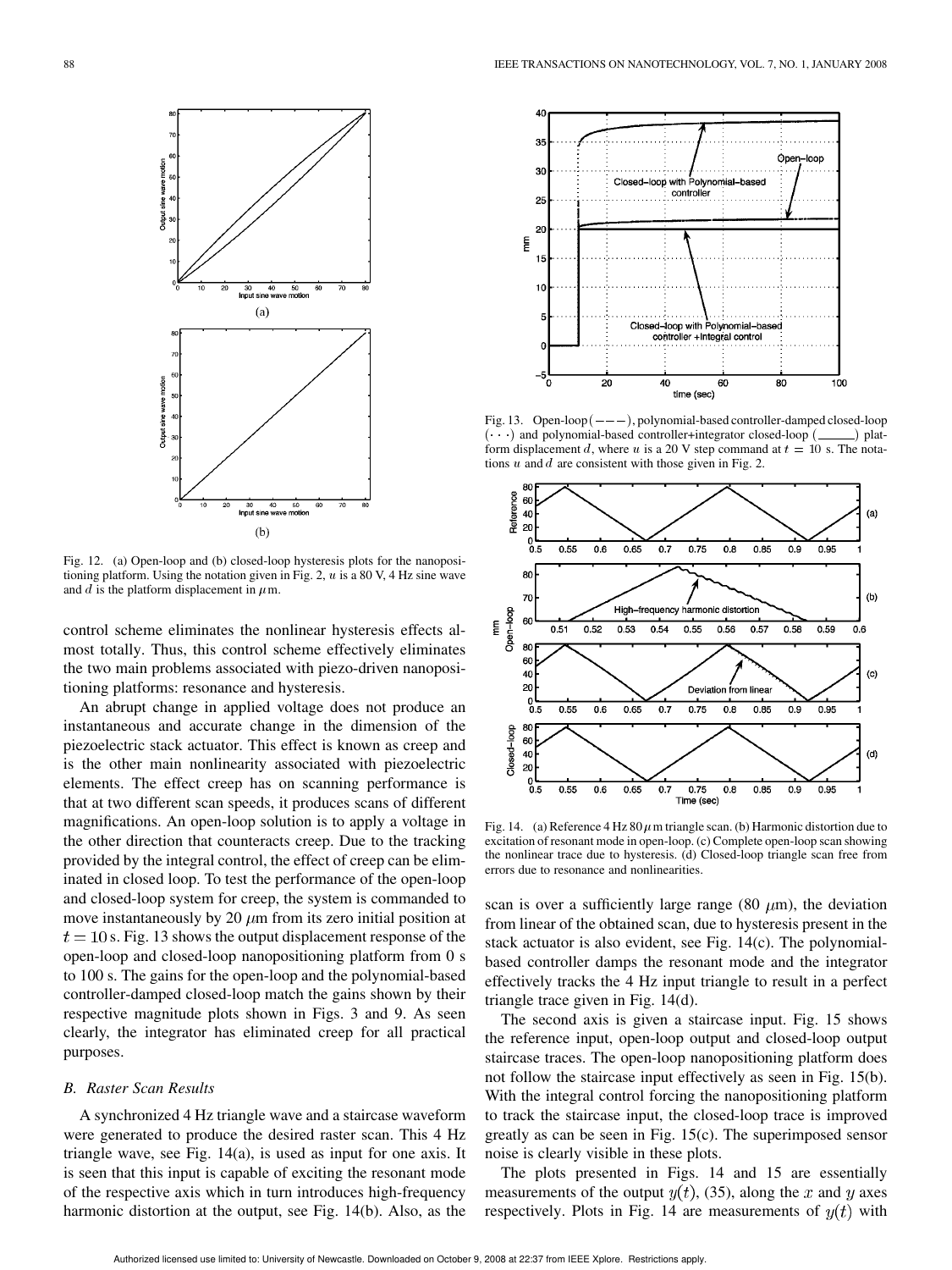Fig. 12. (a) Open-loop and (b) closed-loop hysteresis plots for the nanopositioning platform. Using the notation given in Fig. 2, $u$ is a 80 V, 4 Hz sine wave and $d$ is the platform displacement in $\mu$m.

control scheme eliminates the nonlinear hysteresis effects almost totally. Thus, this control scheme effectively eliminates the two main problems associated with piezo-driven nanopositioning platforms: resonance and hysteresis.

An abrupt change in applied voltage does not produce an instantaneous and accurate change in the dimension of the piezoelectric stack actuator. This effect is known as creep and is the other main nonlinearity associated with piezoelectric elements. The effect creep has on scanning performance is that at two different scan speeds, it produces scans of different magnifications. An open-loop solution is to apply a voltage in the other direction that counteracts creep. Due to the tracking provided by the integral control, the effect of creep can be eliminated in closed loop. To test the performance of the open-loop and closed-loop system for creep, the system is commanded to move instantaneously by 20 $\mu$m from its zero initial position at $t = 10$ s. Fig. 13 shows the output displacement response of the open-loop and closed-loop nanopositioning platform from 0 s to 100 s. The gains for the open-loop and the polynomial-based controller-damped closed-loop match the gains shown by their respective magnitude plots shown in Figs. 3 and 9. As seen clearly, the integrator has eliminated creep for all practical purposes.

Fig. 13. Open-loop (– – –), polynomial-based controller-damped closed-loop ($\cdots$) and polynomial-based controller+integrator closed-loop (——) platform displacement $d$, where $u$ is a 20 V step command at $t = 10$ s. The notations $u$ and $d$ are consistent with those given in Fig. 2.

### B. Raster Scan Results

A synchronized 4 Hz triangle wave and a staircase waveform were generated to produce the desired raster scan. This 4 Hz triangle wave, see Fig. 14(a), is used as input for one axis. It is seen that this input is capable of exciting the resonant mode of the respective axis which in turn introduces high-frequency harmonic distortion at the output, see Fig. 14(b). Also, as the scan is over a sufficiently large range (80 $\mu$m), the deviation from linear of the obtained scan, due to hysteresis present in the stack actuator is also evident, see Fig. 14(c). The polynomial-based controller damps the resonant mode and the integrator effectively tracks the 4 Hz input triangle to result in a perfect triangle trace given in Fig. 14(d).

Fig. 14. (a) Reference 4 Hz 80 $\mu$m triangle scan. (b) Harmonic distortion due to excitation of resonant mode in open-loop. (c) Complete open-loop scan showing the nonlinear trace due to hysteresis. (d) Closed-loop triangle scan free from errors due to resonance and nonlinearities.

The second axis is given a staircase input. Fig. 15 shows the reference input, open-loop output and closed-loop output staircase traces. The open-loop nanopositioning platform does not follow the staircase input effectively as seen in Fig. 15(b). With the integral control forcing the nanopositioning platform to track the staircase input, the closed-loop trace is improved greatly as can be seen in Fig. 15(c). The superimposed sensor noise is clearly visible in these plots.

The plots presented in Figs. 14 and 15 are essentially measurements of the output $y(t)$, (35), along the $x$ and $y$ axes respectively. Plots in Fig. 14 are measurements of $y(t)$ with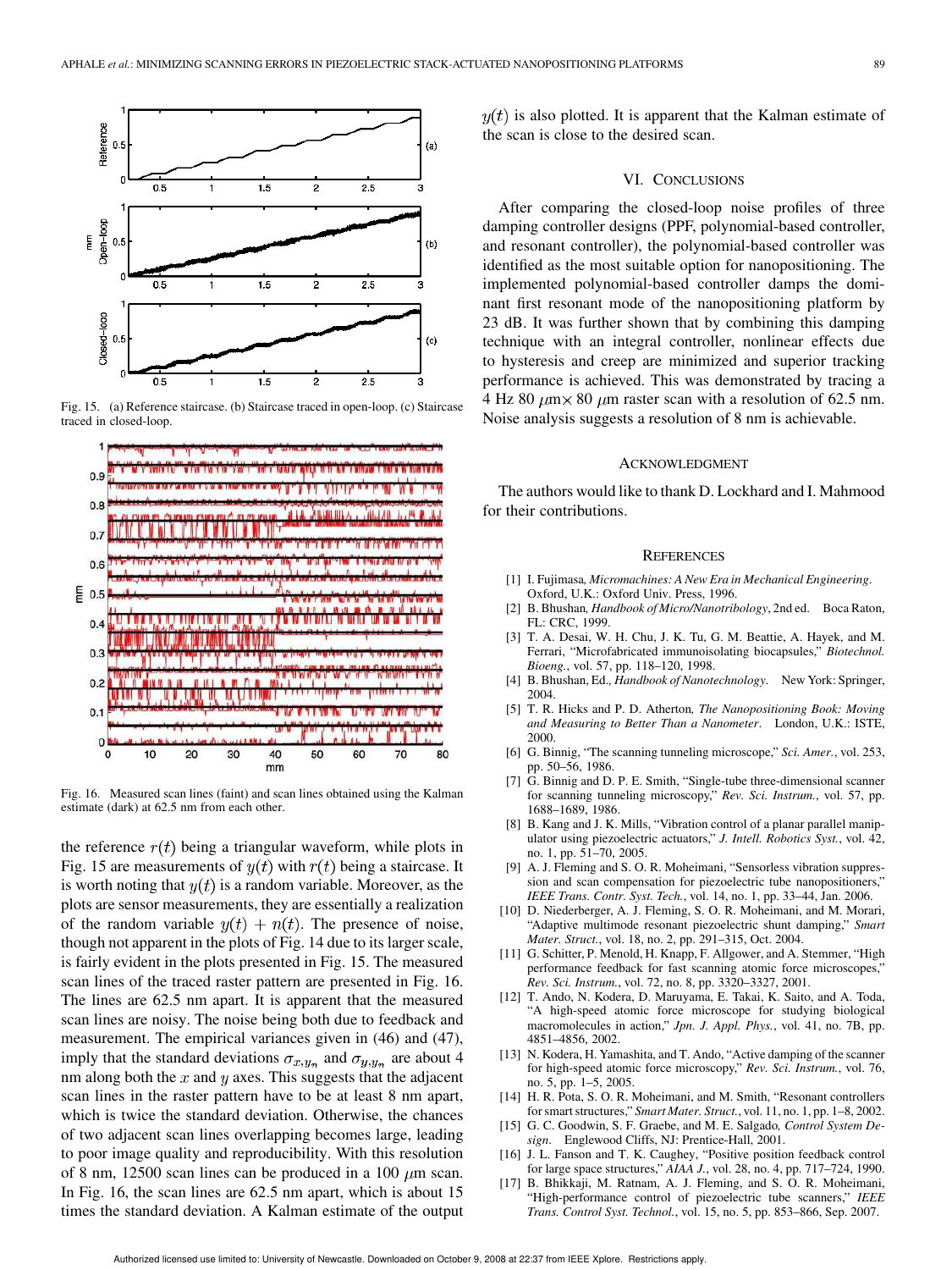Fig. 15. (a) Reference staircase. (b) Staircase traced in open-loop. (c) Staircase traced in closed-loop.

Fig. 16. Measured scan lines (faint) and scan lines obtained using the Kalman estimate (dark) at 62.5 nm from each other.

the reference $r(t)$ being a triangular waveform, while plots in Fig. 15 are measurements of $y(t)$ with $r(t)$ being a staircase. It is worth noting that $y(t)$ is a random variable. Moreover, as the plots are sensor measurements, they are essentially a realization of the random variable $y(t) + n(t)$. The presence of noise, though not apparent in the plots of Fig. 14 due to its larger scale, is fairly evident in the plots presented in Fig. 15. The measured scan lines of the traced raster pattern are presented in Fig. 16. The lines are 62.5 nm apart. It is apparent that the measured scan lines are noisy. The noise being both due to feedback and measurement. The empirical variances given in (46) and (47), imply that the standard deviations $\sigma_{x,y_n}$ and $\sigma_{y,y_n}$ are about 4 nm along both the $x$ and $y$ axes. This suggests that the adjacent scan lines in the raster pattern have to be at least 8 nm apart, which is twice the standard deviation. Otherwise, the chances of two adjacent scan lines overlapping becomes large, leading to poor image quality and reproducibility. With this resolution of 8 nm, 12500 scan lines can be produced in a 100 $\mu$m scan. In Fig. 16, the scan lines are 62.5 nm apart, which is about 15 times the standard deviation. A Kalman estimate of the output $y(t)$ is also plotted. It is apparent that the Kalman estimate of the scan is close to the desired scan.

## VI. Conclusions

After comparing the closed-loop noise profiles of three damping controller designs (PPF, polynomial-based controller, and resonant controller), the polynomial-based controller was identified as the most suitable option for nanopositioning. The implemented polynomial-based controller damps the dominant first resonant mode of the nanopositioning platform by 23 dB. It was further shown that by combining this damping technique with an integral controller, nonlinear effects due to hysteresis and creep are minimized and superior tracking performance is achieved. This was demonstrated by tracing a 4 Hz 80 $\mu$m$\times$ 80 $\mu$m raster scan with a resolution of 62.5 nm. Noise analysis suggests a resolution of 8 nm is achievable.

## Acknowledgment

The authors would like to thank D. Lockhard and I. Mahmood for their contributions.

## References

[1] I. Fujimasa, *Micromachines: A New Era in Mechanical Engineering*. Oxford, U.K.: Oxford Univ. Press, 1996.

[2] B. Bhushan, *Handbook of Micro/Nanotribology*, 2nd ed. Boca Raton, FL: CRC, 1999.

[3] T. A. Desai, W. H. Chu, J. K. Tu, G. M. Beattie, A. Hayek, and M. Ferrari, "Microfabricated immunoisolating biocapsules," *Biotechnol. Bioeng.*, vol. 57, pp. 118–120, 1998.

[4] B. Bhushan, Ed., *Handbook of Nanotechnology*. New York: Springer, 2004.

[5] T. R. Hicks and P. D. Atherton, *The Nanopositioning Book: Moving and Measuring to Better Than a Nanometer*. London, U.K.: ISTE, 2000.

[6] G. Binnig, "The scanning tunneling microscope," *Sci. Amer.*, vol. 253, pp. 50–56, 1986.

[7] G. Binnig and D. P. E. Smith, "Single-tube three-dimensional scanner for scanning tunneling microscopy," *Rev. Sci. Instrum.*, vol. 57, pp. 1688–1689, 1986.

[8] B. Kang and J. K. Mills, "Vibration control of a planar parallel manipulator using piezoelectric actuators," *J. Intell. Robotics Syst.*, vol. 42, no. 1, pp. 51–70, 2005.

[9] A. J. Fleming and S. O. R. Moheimani, "Sensorless vibration suppression and scan compensation for piezoelectric tube nanopositioners," *IEEE Trans. Contr. Syst. Tech.*, vol. 14, no. 1, pp. 33–44, Jan. 2006.

[10] D. Niederberger, A. J. Fleming, S. O. R. Moheimani, and M. Morari, "Adaptive multimode resonant piezoelectric shunt damping," *Smart Mater. Struct.*, vol. 18, no. 2, pp. 291–315, Oct. 2004.

[11] G. Schitter, P. Menold, H. F. Knapp, F. Allgower, and A. Stemmer, "High performance feedback for fast scanning atomic force microscopes," *Rev. Sci. Instrum.*, vol. 72, no. 8, pp. 3320–3327, 2001.

[12] T. Ando, N. Kodera, D. Maruyama, E. Takai, K. Saito, and A. Toda, "A high-speed atomic force microscope for studying biological macromolecules in action," *Jpn. J. Appl. Phys.*, vol. 41, no. 7B, pp. 4851–4856, 2002.

[13] N. Kodera, H. Yamashita, and T. Ando, "Active damping of the scanner for high-speed atomic force microscopy," *Rev. Sci. Instrum.*, vol. 76, no. 5, pp. 1–5, 2005.

[14] H. R. Pota, S. O. R. Moheimani, and M. Smith, "Resonant controllers for smart structures," *Smart Mater. Struct.*, vol. 11, no. 1, pp. 1–8, 2002.

[15] G. C. Goodwin, S. F. Graebe, and M. E. Salgado, *Control System Design*. Englewood Cliffs, NJ: Prentice-Hall, 2001.

[16] J. L. Fanson and T. K. Caughey, "Positive position feedback control for large space structures," *AIAA J.*, vol. 28, no. 4, pp. 717–724, 1990.

[17] B. Bhikkaji, M. Ratnam, A. J. Fleming, and S. O. R. Moheimani, "High-performance control of piezoelectric tube scanners," *IEEE Trans. Control Syst. Technol.*, vol. 15, no. 5, pp. 853–866, Sep. 2007.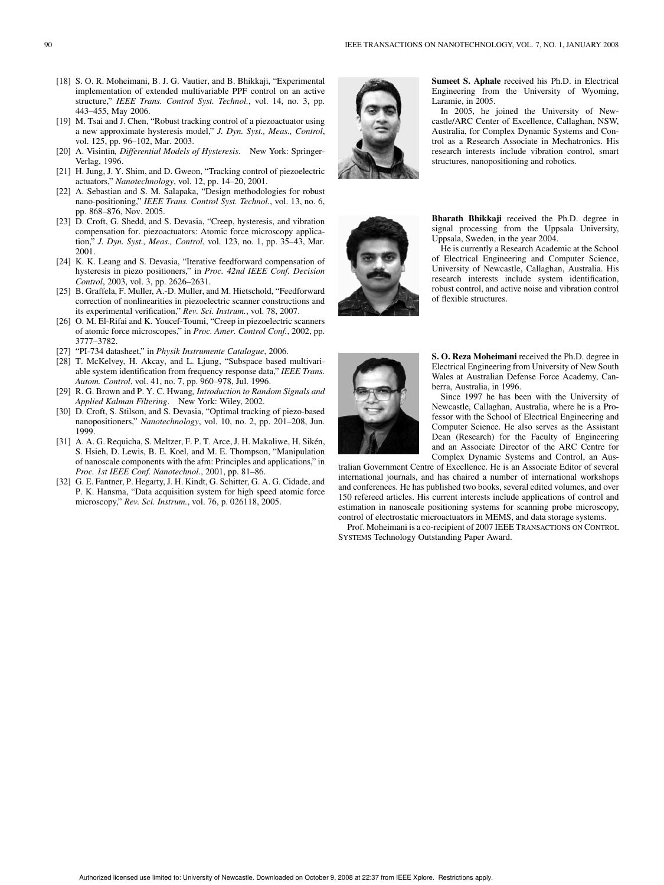[18] S. O. R. Moheimani, B. J. G. Vautier, and B. Bhikkaji, "Experimental implementation of extended multivariable PPF control on an active structure," *IEEE Trans. Control Syst. Technol.*, vol. 14, no. 3, pp. 443–455, May 2006.

[19] M. Tsai and J. Chen, "Robust tracking control of a piezoactuator using a new approximate hysteresis model," *J. Dyn. Syst., Meas., Control*, vol. 125, pp. 96–102, Mar. 2003.

[20] A. Visintin, *Differential Models of Hysteresis*. New York: Springer-Verlag, 1996.

[21] H. Jung, J. Y. Shim, and D. Gweon, "Tracking control of piezoelectric actuators," *Nanotechnology*, vol. 12, pp. 14–20, 2001.

[22] A. Sebastian and S. M. Salapaka, "Design methodologies for robust nano-positioning," *IEEE Trans. Control Syst. Technol.*, vol. 13, no. 6, pp. 868–876, Nov. 2005.

[23] D. Croft, G. Shedd, and S. Devasia, "Creep, hysteresis, and vibration compensation for. piezoactuators: Atomic force microscopy application," *J. Dyn. Syst., Meas., Control*, vol. 123, no. 1, pp. 35–43, Mar. 2001.

[24] K. K. Leang and S. Devasia, "Iterative feedforward compensation of hysteresis in piezo positioners," in *Proc. 42nd IEEE Conf. Decision Control*, 2003, vol. 3, pp. 2626–2631.

[25] B. Graffela, F. Muller, A.-D. Muller, and M. Hietschold, "Feedforward correction of nonlinearities in piezoelectric scanner constructions and its experimental verification," *Rev. Sci. Instrum.*, vol. 78, 2007.

[26] O. M. El-Rifai and K. Youcef-Toumi, "Creep in piezoelectric scanners of atomic force microscopes," in *Proc. Amer. Control Conf.*, 2002, pp. 3777–3782.

[27] "PI-734 datasheet," in *Physik Instrumente Catalogue*, 2006.

[28] T. McKelvey, H. Akcay, and L. Ljung, "Subspace based multivariable system identification from frequency response data," *IEEE Trans. Autom. Control*, vol. 41, no. 7, pp. 960–978, Jul. 1996.

[29] R. G. Brown and P. Y. C. Hwang, *Introduction to Random Signals and Applied Kalman Filtering*. New York: Wiley, 2002.

[30] D. Croft, S. Stilson, and S. Devasia, "Optimal tracking of piezo-based nanopositioners," *Nanotechnology*, vol. 10, no. 2, pp. 201–208, Jun. 1999.

[31] A. A. G. Requicha, S. Meltzer, F. P. T. Arce, J. H. Makaliwe, H. Sikén, S. Hsieh, D. Lewis, B. E. Koel, and M. E. Thompson, "Manipulation of nanoscale components with the afm: Principles and applications," in *Proc. 1st IEEE Conf. Nanotechnol.*, 2001, pp. 81–86.

[32] G. E. Fantner, P. Hegarty, J. H. Kindt, G. Schitter, G. A. G. Cidade, and P. K. Hansma, "Data acquisition system for high speed atomic force microscopy," *Rev. Sci. Instrum.*, vol. 76, p. 026118, 2005.

**Sumeet S. Aphale** received his Ph.D. in Electrical Engineering from the University of Wyoming, Laramie, in 2005.

In 2005, he joined the University of Newcastle/ARC Center of Excellence, Callaghan, NSW, Australia, for Complex Dynamic Systems and Control as a Research Associate in Mechatronics. His research interests include vibration control, smart structures, nanopositioning and robotics.

**Bharath Bhikkaji** received the Ph.D. degree in signal processing from the Uppsala University, Uppsala, Sweden, in the year 2004.

He is currently a Research Academic at the School of Electrical Engineering and Computer Science, University of Newcastle, Callaghan, Australia. His research interests include system identification, robust control, and active noise and vibration control of flexible structures.

**S. O. Reza Moheimani** received the Ph.D. degree in Electrical Engineering from University of New South Wales at Australian Defense Force Academy, Canberra, Australia, in 1996.

Since 1997 he has been with the University of Newcastle, Callaghan, Australia, where he is a Professor with the School of Electrical Engineering and Computer Science. He also serves as the Assistant Dean (Research) for the Faculty of Engineering and an Associate Director of the ARC Centre for Complex Dynamic Systems and Control, an Australian Government Centre of Excellence. He is an Associate Editor of several international journals, and has chaired a number of international workshops and conferences. He has published two books, several edited volumes, and over 150 refereed articles. His current interests include applications of control and estimation in nanoscale positioning systems for scanning probe microscopy, control of electrostatic microactuators in MEMS, and data storage systems.

Prof. Moheimani is a co-recipient of 2007 IEEE TRANSACTIONS ON CONTROL SYSTEMS Technology Outstanding Paper Award.